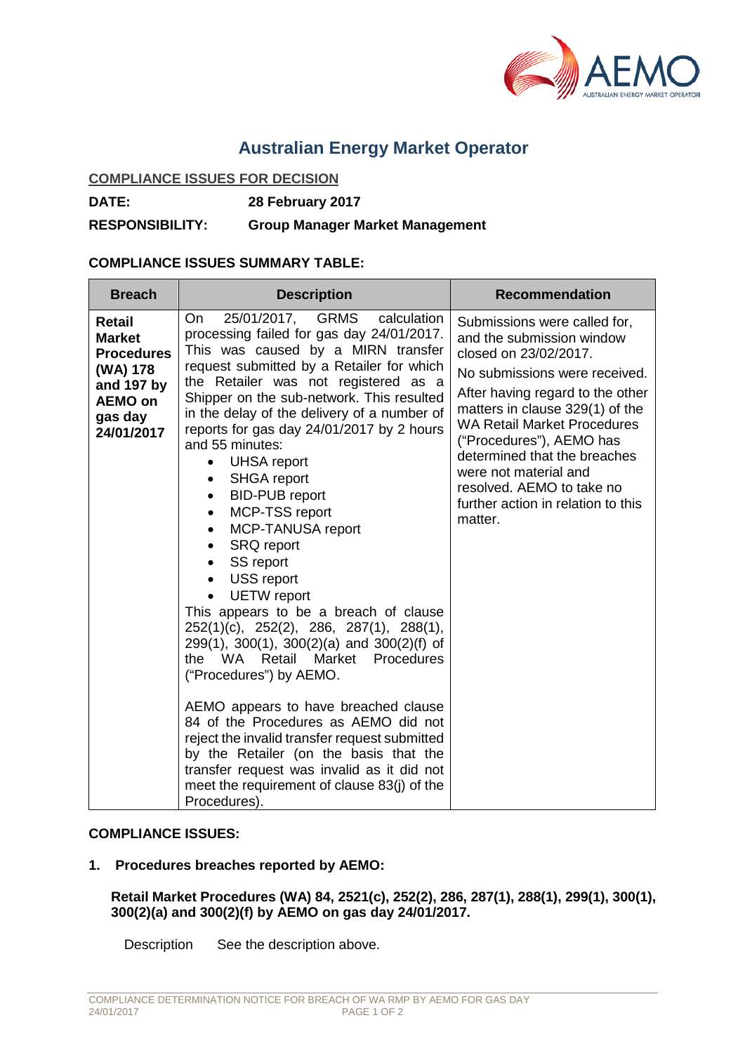# Australian Energy Market Operator

**COMPLIANCE ISSUES FOR DECISION**

**DATE:** **28 February 2017**

**RESPONSIBILITY:** **Group Manager Market Management**

**COMPLIANCE ISSUES SUMMARY TABLE:**

| Breach | Description | Recommendation |
|---|---|---|
| **Retail Market Procedures (WA) 178 and 197 by AEMO on gas day 24/01/2017** | On 25/01/2017, GRMS calculation processing failed for gas day 24/01/2017. This was caused by a MIRN transfer request submitted by a Retailer for which the Retailer was not registered as a Shipper on the sub-network. This resulted in the delay of the delivery of a number of reports for gas day 24/01/2017 by 2 hours and 55 minutes:<br>• UHSA report<br>• SHGA report<br>• BID-PUB report<br>• MCP-TSS report<br>• MCP-TANUSA report<br>• SRQ report<br>• SS report<br>• USS report<br>• UETW report<br>This appears to be a breach of clause 252(1)(c), 252(2), 286, 287(1), 288(1), 299(1), 300(1), 300(2)(a) and 300(2)(f) of the WA Retail Market Procedures ("Procedures") by AEMO.<br><br>AEMO appears to have breached clause 84 of the Procedures as AEMO did not reject the invalid transfer request submitted by the Retailer (on the basis that the transfer request was invalid as it did not meet the requirement of clause 83(j) of the Procedures). | Submissions were called for, and the submission window closed on 23/02/2017.<br>No submissions were received.<br>After having regard to the other matters in clause 329(1) of the WA Retail Market Procedures ("Procedures"), AEMO has determined that the breaches were not material and resolved. AEMO to take no further action in relation to this matter. |

**COMPLIANCE ISSUES:**

**1. Procedures breaches reported by AEMO:**

**Retail Market Procedures (WA) 84, 2521(c), 252(2), 286, 287(1), 288(1), 299(1), 300(1), 300(2)(a) and 300(2)(f) by AEMO on gas day 24/01/2017.**

Description    See the description above.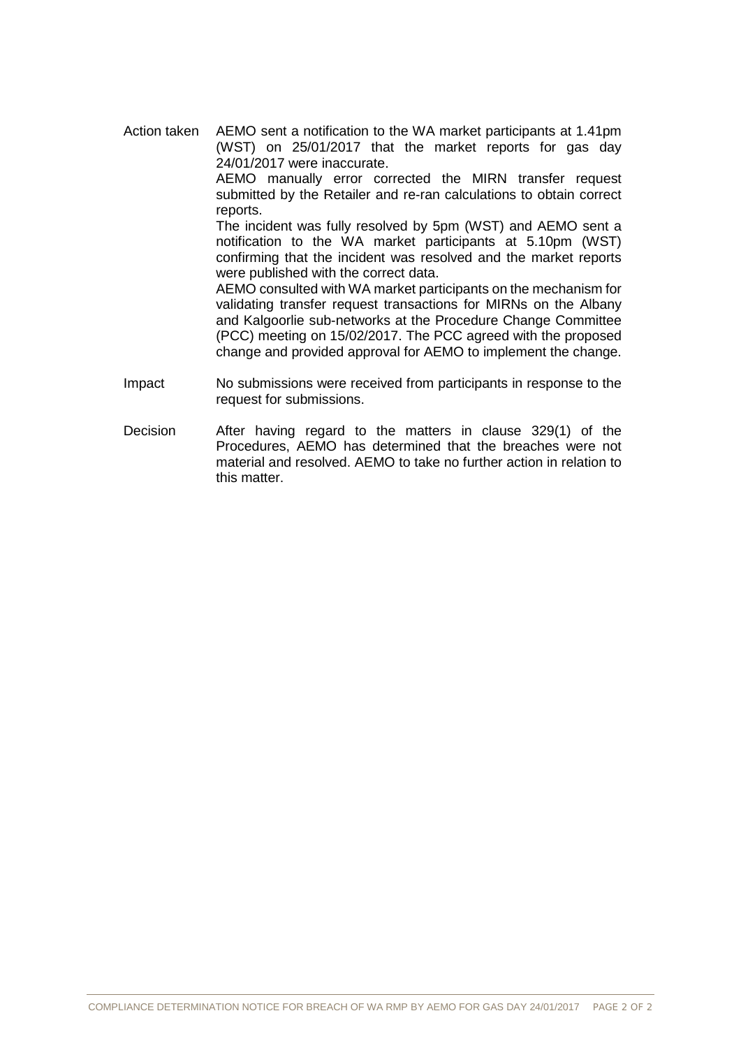| | |
|---|---|
| Action taken | AEMO sent a notification to the WA market participants at 1.41pm (WST) on 25/01/2017 that the market reports for gas day 24/01/2017 were inaccurate.<br>AEMO manually error corrected the MIRN transfer request submitted by the Retailer and re-ran calculations to obtain correct reports.<br>The incident was fully resolved by 5pm (WST) and AEMO sent a notification to the WA market participants at 5.10pm (WST) confirming that the incident was resolved and the market reports were published with the correct data.<br>AEMO consulted with WA market participants on the mechanism for validating transfer request transactions for MIRNs on the Albany and Kalgoorlie sub-networks at the Procedure Change Committee (PCC) meeting on 15/02/2017. The PCC agreed with the proposed change and provided approval for AEMO to implement the change. |
| Impact | No submissions were received from participants in response to the request for submissions. |
| Decision | After having regard to the matters in clause 329(1) of the Procedures, AEMO has determined that the breaches were not material and resolved. AEMO to take no further action in relation to this matter. |